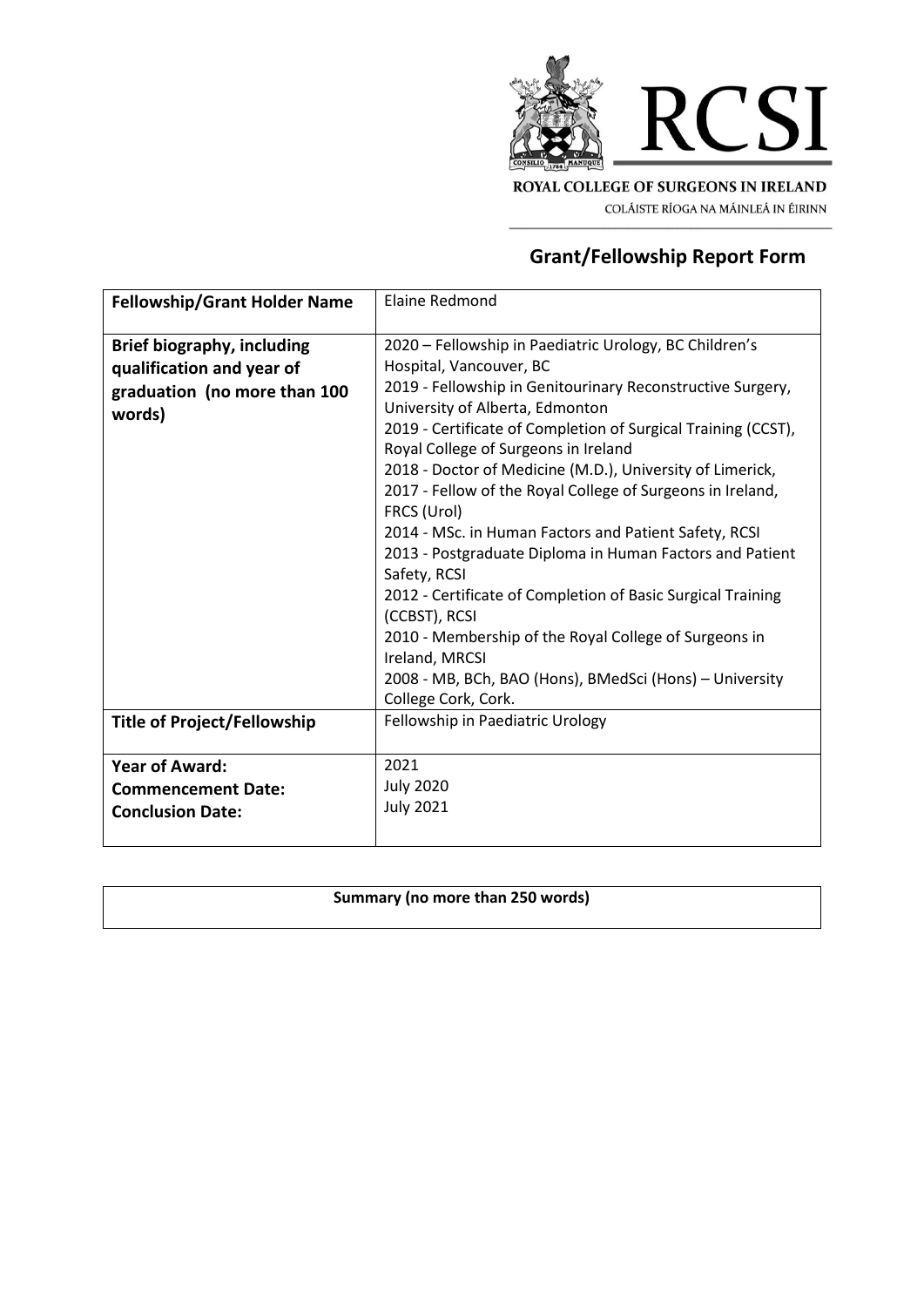ROYAL COLLEGE OF SURGEONS IN IRELAND

COLÁISTE RÍOGA NA MÁINLEÁ IN ÉIRINN

## Grant/Fellowship Report Form

| **Fellowship/Grant Holder Name** | Elaine Redmond |
|---|---|
| **Brief biography, including qualification and year of graduation (no more than 100 words)** | 2020 – Fellowship in Paediatric Urology, BC Children's Hospital, Vancouver, BC<br>2019 - Fellowship in Genitourinary Reconstructive Surgery, University of Alberta, Edmonton<br>2019 - Certificate of Completion of Surgical Training (CCST), Royal College of Surgeons in Ireland<br>2018 - Doctor of Medicine (M.D.), University of Limerick,<br>2017 - Fellow of the Royal College of Surgeons in Ireland, FRCS (Urol)<br>2014 - MSc. in Human Factors and Patient Safety, RCSI<br>2013 - Postgraduate Diploma in Human Factors and Patient Safety, RCSI<br>2012 - Certificate of Completion of Basic Surgical Training (CCBST), RCSI<br>2010 - Membership of the Royal College of Surgeons in Ireland, MRCSI<br>2008 - MB, BCh, BAO (Hons), BMedSci (Hons) – University College Cork, Cork. |
| **Title of Project/Fellowship** | Fellowship in Paediatric Urology |
| **Year of Award:**<br>**Commencement Date:**<br>**Conclusion Date:** | 2021<br>July 2020<br>July 2021 |

| **Summary (no more than 250 words)** |
|---|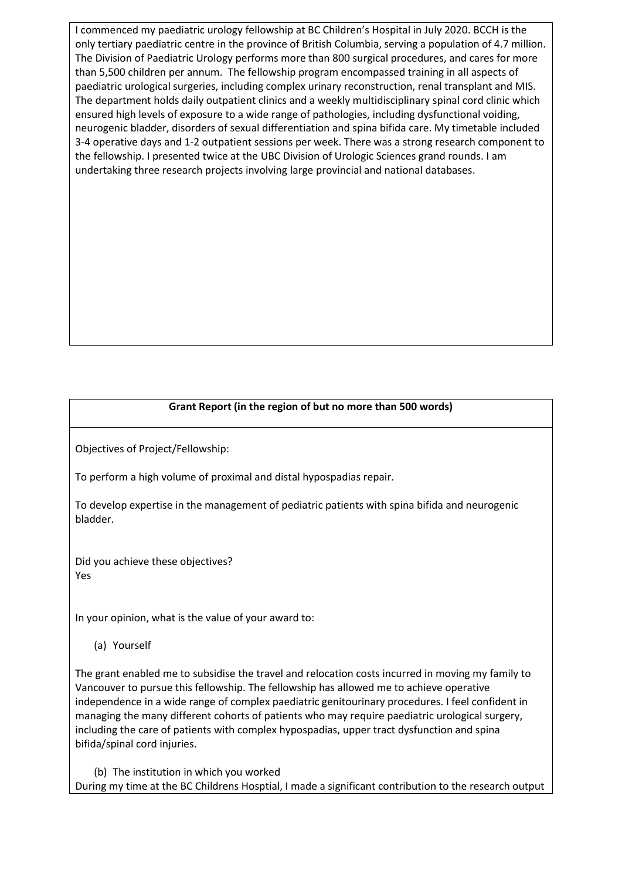I commenced my paediatric urology fellowship at BC Children's Hospital in July 2020. BCCH is the only tertiary paediatric centre in the province of British Columbia, serving a population of 4.7 million. The Division of Paediatric Urology performs more than 800 surgical procedures, and cares for more than 5,500 children per annum. The fellowship program encompassed training in all aspects of paediatric urological surgeries, including complex urinary reconstruction, renal transplant and MIS. The department holds daily outpatient clinics and a weekly multidisciplinary spinal cord clinic which ensured high levels of exposure to a wide range of pathologies, including dysfunctional voiding, neurogenic bladder, disorders of sexual differentiation and spina bifida care. My timetable included 3-4 operative days and 1-2 outpatient sessions per week. There was a strong research component to the fellowship. I presented twice at the UBC Division of Urologic Sciences grand rounds. I am undertaking three research projects involving large provincial and national databases.

**Grant Report (in the region of but no more than 500 words)**

Objectives of Project/Fellowship:

To perform a high volume of proximal and distal hypospadias repair.

To develop expertise in the management of pediatric patients with spina bifida and neurogenic bladder.

Did you achieve these objectives?
Yes

In your opinion, what is the value of your award to:

(a) Yourself

The grant enabled me to subsidise the travel and relocation costs incurred in moving my family to Vancouver to pursue this fellowship. The fellowship has allowed me to achieve operative independence in a wide range of complex paediatric genitourinary procedures. I feel confident in managing the many different cohorts of patients who may require paediatric urological surgery, including the care of patients with complex hypospadias, upper tract dysfunction and spina bifida/spinal cord injuries.

(b) The institution in which you worked

During my time at the BC Childrens Hosptial, I made a significant contribution to the research output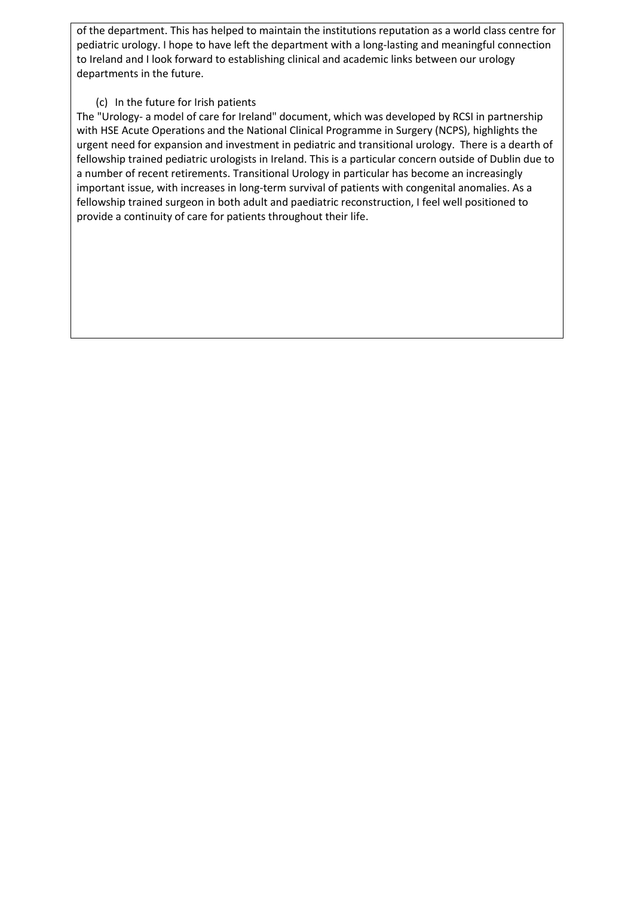of the department. This has helped to maintain the institutions reputation as a world class centre for pediatric urology. I hope to have left the department with a long-lasting and meaningful connection to Ireland and I look forward to establishing clinical and academic links between our urology departments in the future.

(c) In the future for Irish patients

The "Urology- a model of care for Ireland" document, which was developed by RCSI in partnership with HSE Acute Operations and the National Clinical Programme in Surgery (NCPS), highlights the urgent need for expansion and investment in pediatric and transitional urology. There is a dearth of fellowship trained pediatric urologists in Ireland. This is a particular concern outside of Dublin due to a number of recent retirements. Transitional Urology in particular has become an increasingly important issue, with increases in long-term survival of patients with congenital anomalies. As a fellowship trained surgeon in both adult and paediatric reconstruction, I feel well positioned to provide a continuity of care for patients throughout their life.